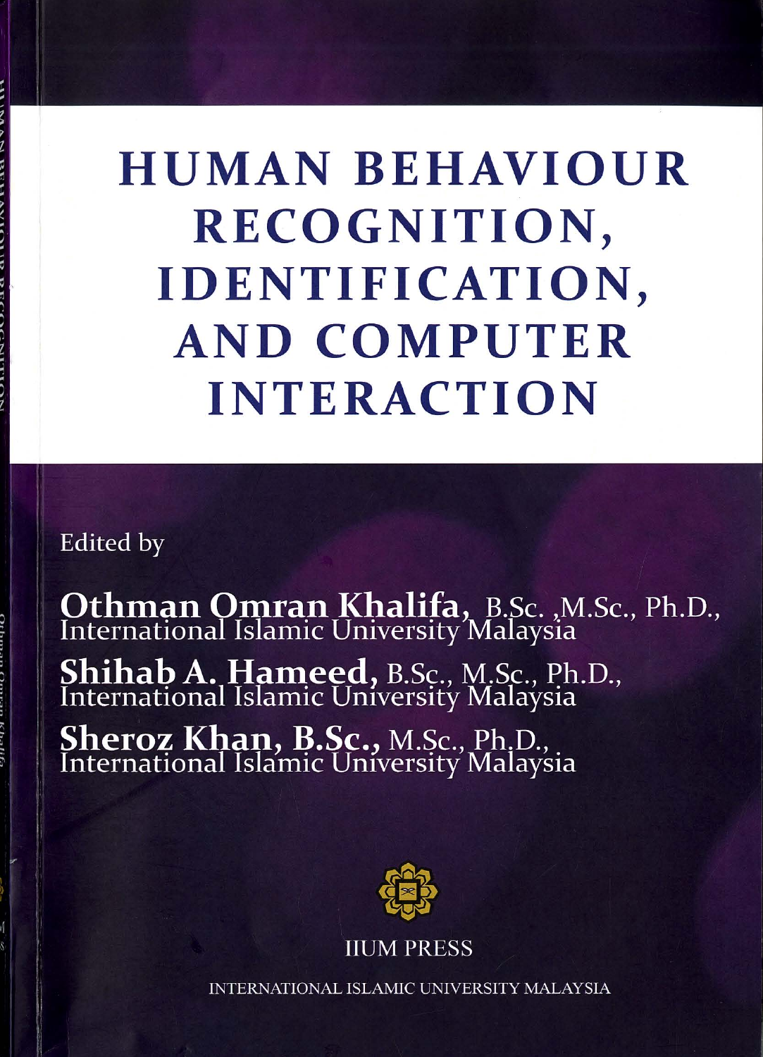# HUMAN BEHAVIOUR RECOGNITION, IDENTIFICATION, AND COMPUTER INTERACTION

Edited by

**Othman Omran Khalifa,** B.Sc. ,M.Sc., Ph.D.,
International Islamic University Malaysia

**Shihab A. Hameed,** B.Sc., M.Sc., Ph.D.,
International Islamic University Malaysia

**Sheroz Khan, B.Sc.,** M.Sc., Ph.D.,
International Islamic University Malaysia

IIUM PRESS

INTERNATIONAL ISLAMIC UNIVERSITY MALAYSIA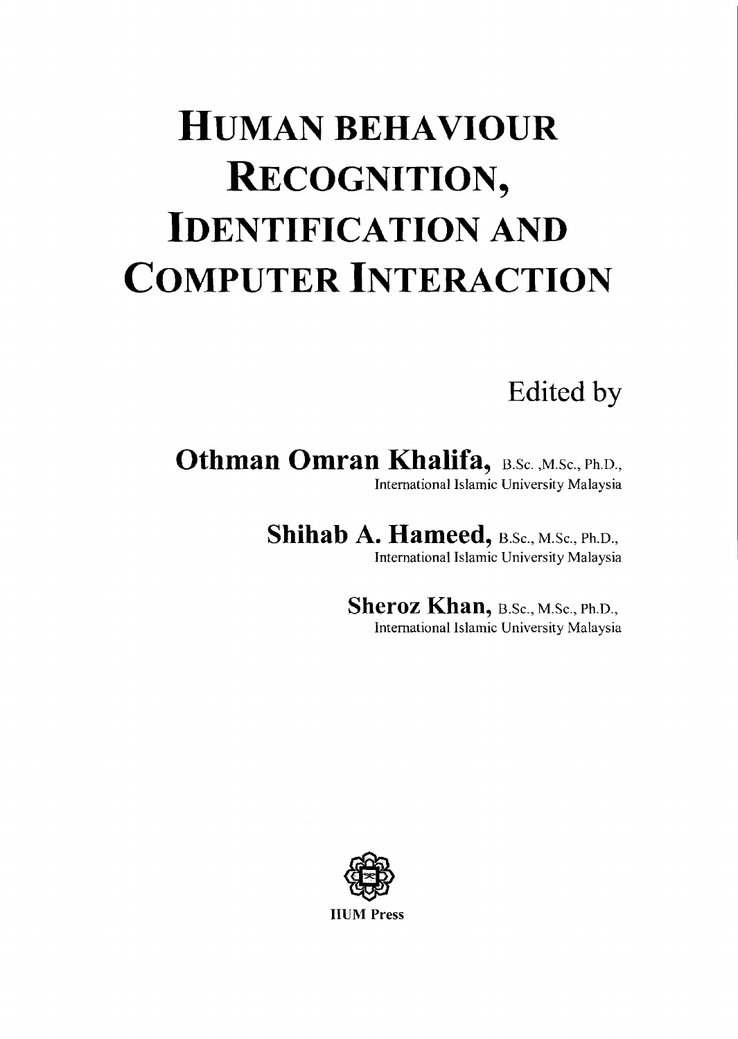# HUMAN BEHAVIOUR RECOGNITION, IDENTIFICATION AND COMPUTER INTERACTION

Edited by

**Othman Omran Khalifa,** B.Sc. ,M.Sc., Ph.D.,
International Islamic University Malaysia

**Shihab A. Hameed,** B.Sc., M.Sc., Ph.D.,
International Islamic University Malaysia

**Sheroz Khan,** B.Sc., M.Sc., Ph.D.,
International Islamic University Malaysia

IIUM Press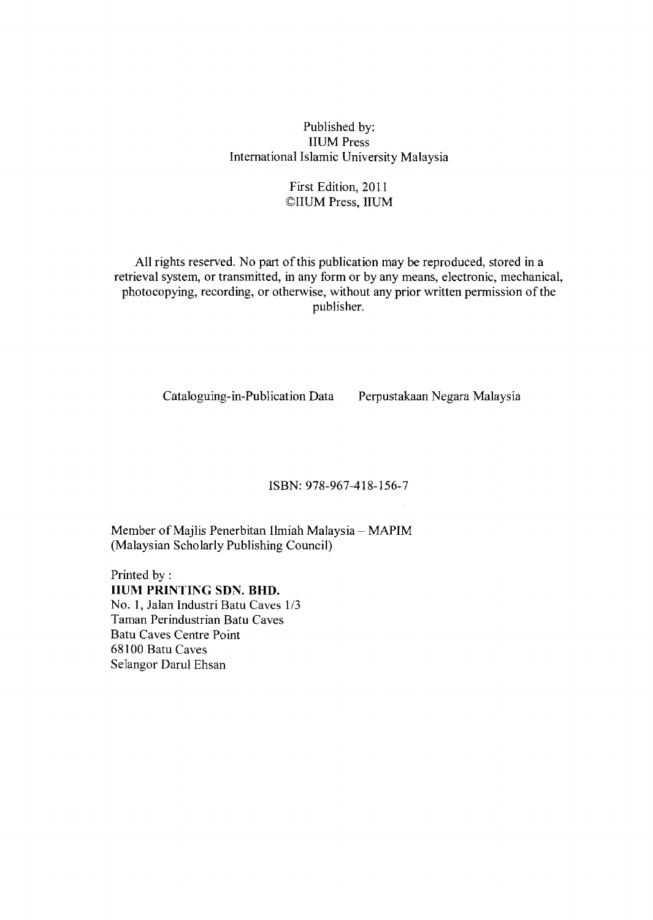Published by:
IIUM Press
International Islamic University Malaysia

First Edition, 2011
©IIUM Press, IIUM

All rights reserved. No part of this publication may be reproduced, stored in a retrieval system, or transmitted, in any form or by any means, electronic, mechanical, photocopying, recording, or otherwise, without any prior written permission of the publisher.

Cataloguing-in-Publication Data    Perpustakaan Negara Malaysia

ISBN: 978-967-418-156-7

Member of Majlis Penerbitan Ilmiah Malaysia – MAPIM
(Malaysian Scholarly Publishing Council)

Printed by :
**IIUM PRINTING SDN. BHD.**
No. 1, Jalan Industri Batu Caves 1/3
Taman Perindustrian Batu Caves
Batu Caves Centre Point
68100 Batu Caves
Selangor Darul Ehsan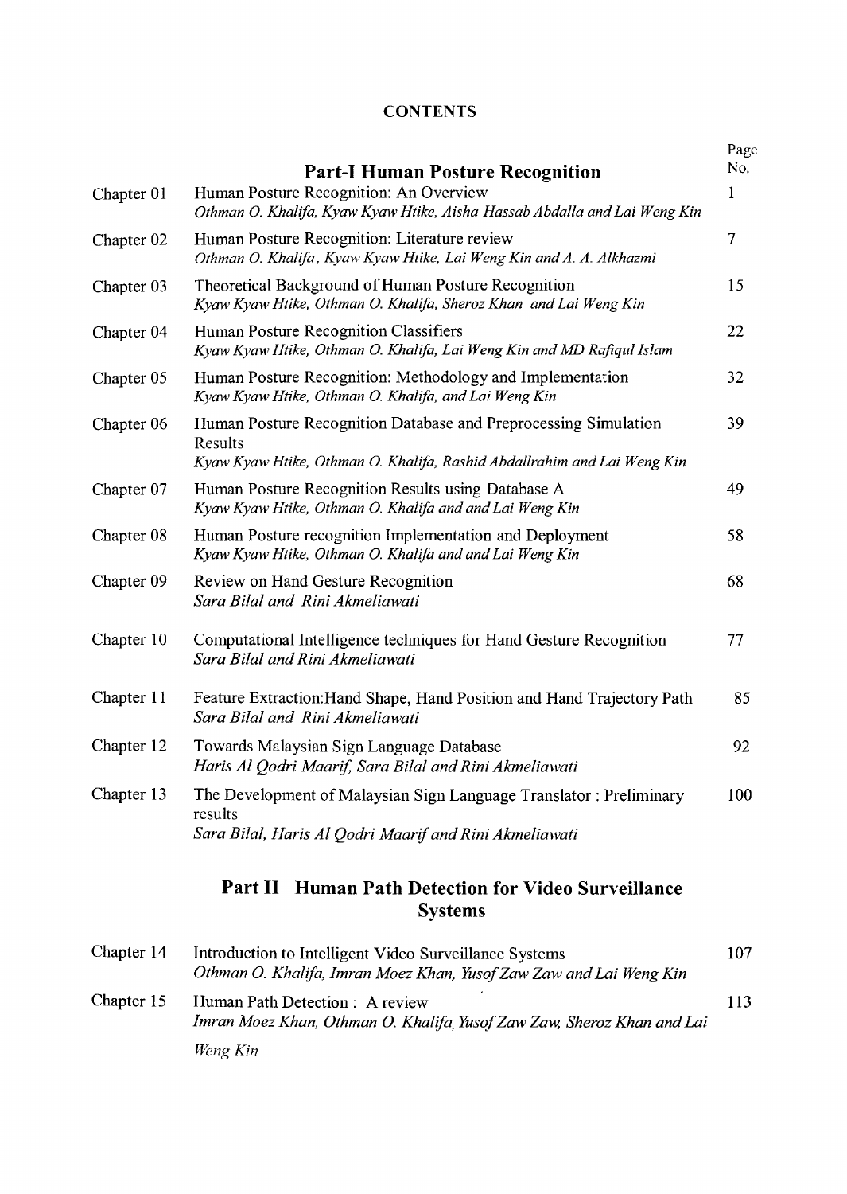**CONTENTS**

| | **Part-I Human Posture Recognition** | Page No. |
|---|---|---|
| Chapter 01 | Human Posture Recognition: An Overview<br>*Othman O. Khalifa, Kyaw Kyaw Htike, Aisha-Hassab Abdalla and Lai Weng Kin* | 1 |
| Chapter 02 | Human Posture Recognition: Literature review<br>*Othman O. Khalifa, Kyaw Kyaw Htike, Lai Weng Kin and A. A. Alkhazmi* | 7 |
| Chapter 03 | Theoretical Background of Human Posture Recognition<br>*Kyaw Kyaw Htike, Othman O. Khalifa, Sheroz Khan and Lai Weng Kin* | 15 |
| Chapter 04 | Human Posture Recognition Classifiers<br>*Kyaw Kyaw Htike, Othman O. Khalifa, Lai Weng Kin and MD Rafiqul Islam* | 22 |
| Chapter 05 | Human Posture Recognition: Methodology and Implementation<br>*Kyaw Kyaw Htike, Othman O. Khalifa, and Lai Weng Kin* | 32 |
| Chapter 06 | Human Posture Recognition Database and Preprocessing Simulation Results<br>*Kyaw Kyaw Htike, Othman O. Khalifa, Rashid Abdallrahim and Lai Weng Kin* | 39 |
| Chapter 07 | Human Posture Recognition Results using Database A<br>*Kyaw Kyaw Htike, Othman O. Khalifa and and Lai Weng Kin* | 49 |
| Chapter 08 | Human Posture recognition Implementation and Deployment<br>*Kyaw Kyaw Htike, Othman O. Khalifa and and Lai Weng Kin* | 58 |
| Chapter 09 | Review on Hand Gesture Recognition<br>*Sara Bilal and Rini Akmeliawati* | 68 |
| Chapter 10 | Computational Intelligence techniques for Hand Gesture Recognition<br>*Sara Bilal and Rini Akmeliawati* | 77 |
| Chapter 11 | Feature Extraction:Hand Shape, Hand Position and Hand Trajectory Path<br>*Sara Bilal and Rini Akmeliawati* | 85 |
| Chapter 12 | Towards Malaysian Sign Language Database<br>*Haris Al Qodri Maarif, Sara Bilal and Rini Akmeliawati* | 92 |
| Chapter 13 | The Development of Malaysian Sign Language Translator : Preliminary results<br>*Sara Bilal, Haris Al Qodri Maarif and Rini Akmeliawati* | 100 |

## Part II Human Path Detection for Video Surveillance Systems

| | | |
|---|---|---|
| Chapter 14 | Introduction to Intelligent Video Surveillance Systems<br>*Othman O. Khalifa, Imran Moez Khan, Yusof Zaw Zaw and Lai Weng Kin* | 107 |
| Chapter 15 | Human Path Detection : A review<br>*Imran Moez Khan, Othman O. Khalifa, Yusof Zaw Zaw, Sheroz Khan and Lai Weng Kin* | 113 |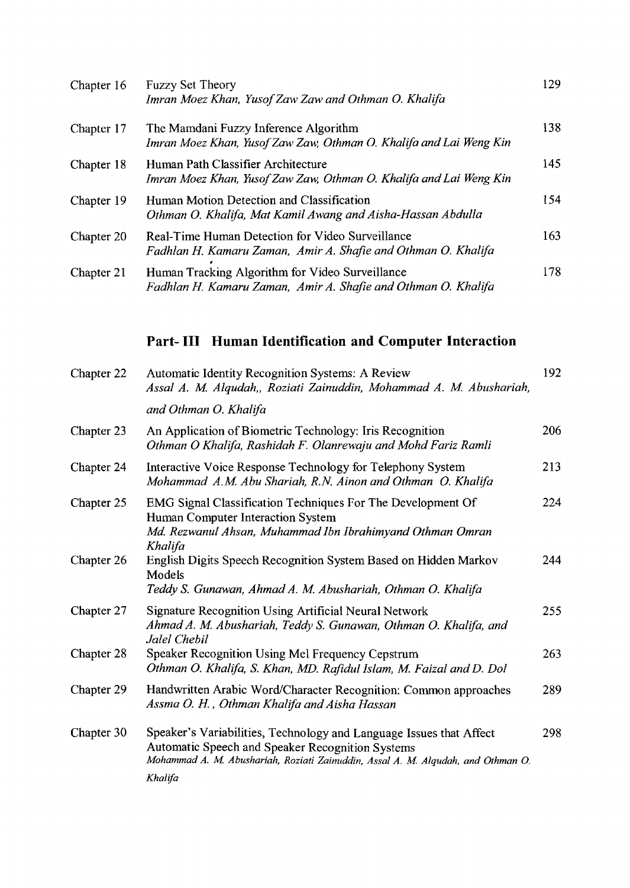| | | |
|---|---|---|
| Chapter 16 | Fuzzy Set Theory<br>*Imran Moez Khan, Yusof Zaw Zaw and Othman O. Khalifa* | 129 |
| Chapter 17 | The Mamdani Fuzzy Inference Algorithm<br>*Imran Moez Khan, Yusof Zaw Zaw, Othman O. Khalifa and Lai Weng Kin* | 138 |
| Chapter 18 | Human Path Classifier Architecture<br>*Imran Moez Khan, Yusof Zaw Zaw, Othman O. Khalifa and Lai Weng Kin* | 145 |
| Chapter 19 | Human Motion Detection and Classification<br>*Othman O. Khalifa, Mat Kamil Awang and Aisha-Hassan Abdulla* | 154 |
| Chapter 20 | Real-Time Human Detection for Video Surveillance<br>*Fadhlan H. Kamaru Zaman, Amir A. Shafie and Othman O. Khalifa* | 163 |
| Chapter 21 | Human Tracking Algorithm for Video Surveillance<br>*Fadhlan H. Kamaru Zaman, Amir A. Shafie and Othman O. Khalifa* | 178 |

## Part- III Human Identification and Computer Interaction

| | | |
|---|---|---|
| Chapter 22 | Automatic Identity Recognition Systems: A Review<br>*Assal A. M. Alqudah,, Roziati Zainuddin, Mohammad A. M. Abushariah, and Othman O. Khalifa* | 192 |
| Chapter 23 | An Application of Biometric Technology: Iris Recognition<br>*Othman O Khalifa, Rashidah F. Olanrewaju and Mohd Fariz Ramli* | 206 |
| Chapter 24 | Interactive Voice Response Technology for Telephony System<br>*Mohammad A.M. Abu Shariah, R.N. Ainon and Othman O. Khalifa* | 213 |
| Chapter 25 | EMG Signal Classification Techniques For The Development Of Human Computer Interaction System<br>*Md. Rezwanul Ahsan, Muhammad Ibn Ibrahimyand Othman Omran Khalifa* | 224 |
| Chapter 26 | English Digits Speech Recognition System Based on Hidden Markov Models<br>*Teddy S. Gunawan, Ahmad A. M. Abushariah, Othman O. Khalifa* | 244 |
| Chapter 27 | Signature Recognition Using Artificial Neural Network<br>*Ahmad A. M. Abushariah, Teddy S. Gunawan, Othman O. Khalifa, and Jalel Chebil* | 255 |
| Chapter 28 | Speaker Recognition Using Mel Frequency Cepstrum<br>*Othman O. Khalifa, S. Khan, MD. Rafidul Islam, M. Faizal and D. Dol* | 263 |
| Chapter 29 | Handwritten Arabic Word/Character Recognition: Common approaches<br>*Assma O. H., Othman Khalifa and Aisha Hassan* | 289 |
| Chapter 30 | Speaker's Variabilities, Technology and Language Issues that Affect Automatic Speech and Speaker Recognition Systems<br>*Mohammad A. M. Abushariah, Roziati Zainuddin, Assal A. M. Alqudah, and Othman O. Khalifa* | 298 |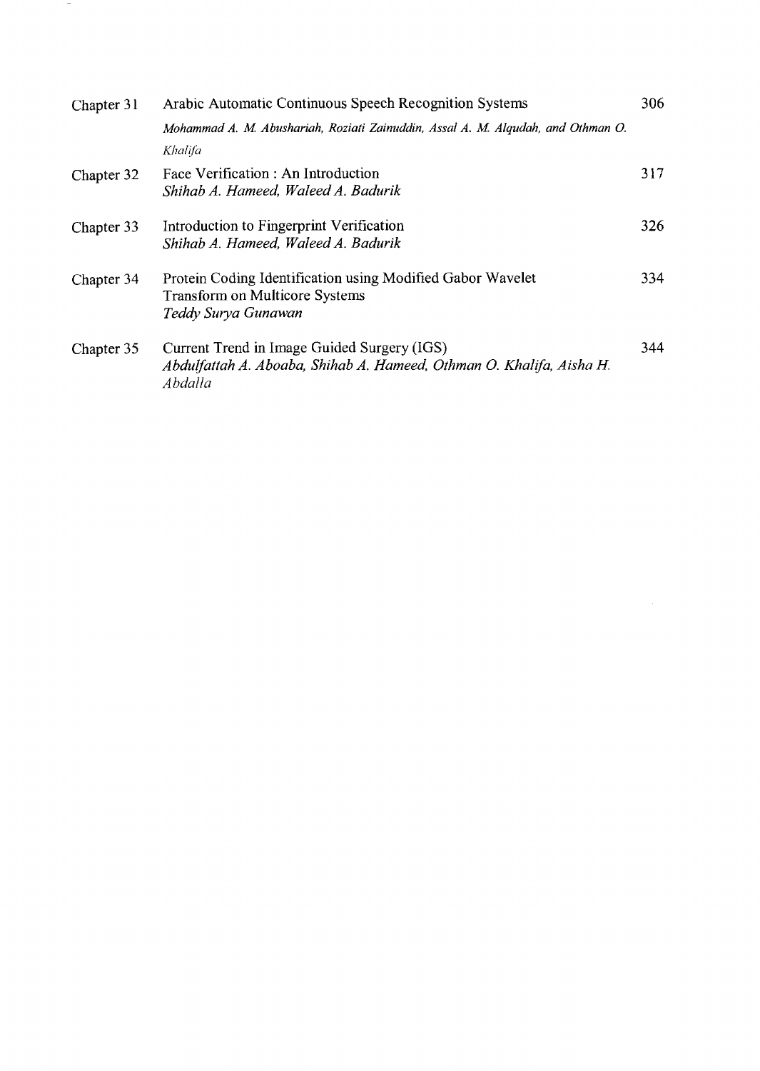| | | |
|---|---|---|
| Chapter 31 | Arabic Automatic Continuous Speech Recognition Systems<br>*Mohammad A. M. Abushariah, Roziati Zainuddin, Assal A. M. Alqudah, and Othman O. Khalifa* | 306 |
| Chapter 32 | Face Verification : An Introduction<br>*Shihab A. Hameed, Waleed A. Badurik* | 317 |
| Chapter 33 | Introduction to Fingerprint Verification<br>*Shihab A. Hameed, Waleed A. Badurik* | 326 |
| Chapter 34 | Protein Coding Identification using Modified Gabor Wavelet Transform on Multicore Systems<br>*Teddy Surya Gunawan* | 334 |
| Chapter 35 | Current Trend in Image Guided Surgery (IGS)<br>*Abdulfattah A. Aboaba, Shihab A. Hameed, Othman O. Khalifa, Aisha H. Abdalla* | 344 |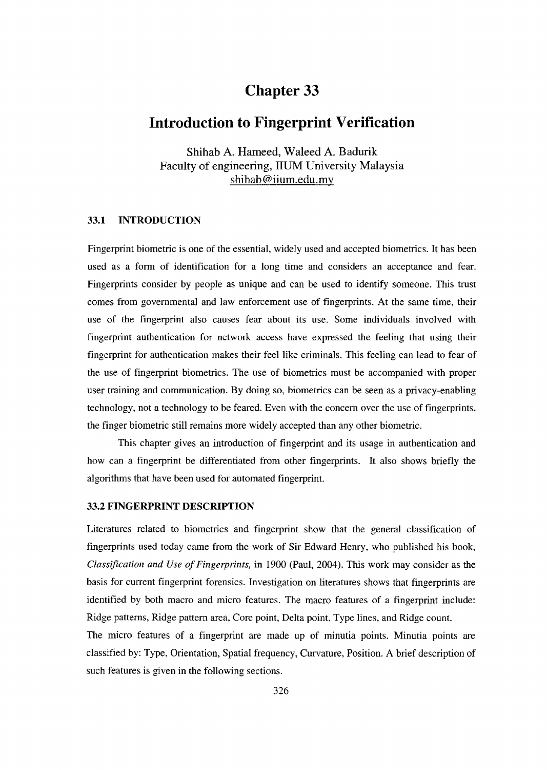# Chapter 33

# Introduction to Fingerprint Verification

Shihab A. Hameed, Waleed A. Badurik
Faculty of engineering, IIUM University Malaysia
shihab@iium.edu.my

## 33.1 INTRODUCTION

Fingerprint biometric is one of the essential, widely used and accepted biometrics. It has been used as a form of identification for a long time and considers an acceptance and fear. Fingerprints consider by people as unique and can be used to identify someone. This trust comes from governmental and law enforcement use of fingerprints. At the same time, their use of the fingerprint also causes fear about its use. Some individuals involved with fingerprint authentication for network access have expressed the feeling that using their fingerprint for authentication makes their feel like criminals. This feeling can lead to fear of the use of fingerprint biometrics. The use of biometrics must be accompanied with proper user training and communication. By doing so, biometrics can be seen as a privacy-enabling technology, not a technology to be feared. Even with the concern over the use of fingerprints, the finger biometric still remains more widely accepted than any other biometric.

This chapter gives an introduction of fingerprint and its usage in authentication and how can a fingerprint be differentiated from other fingerprints. It also shows briefly the algorithms that have been used for automated fingerprint.

## 33.2 FINGERPRINT DESCRIPTION

Literatures related to biometrics and fingerprint show that the general classification of fingerprints used today came from the work of Sir Edward Henry, who published his book, *Classification and Use of Fingerprints,* in 1900 (Paul, 2004). This work may consider as the basis for current fingerprint forensics. Investigation on literatures shows that fingerprints are identified by both macro and micro features. The macro features of a fingerprint include: Ridge patterns, Ridge pattern area, Core point, Delta point, Type lines, and Ridge count.

The micro features of a fingerprint are made up of minutia points. Minutia points are classified by: Type, Orientation, Spatial frequency, Curvature, Position. A brief description of such features is given in the following sections.